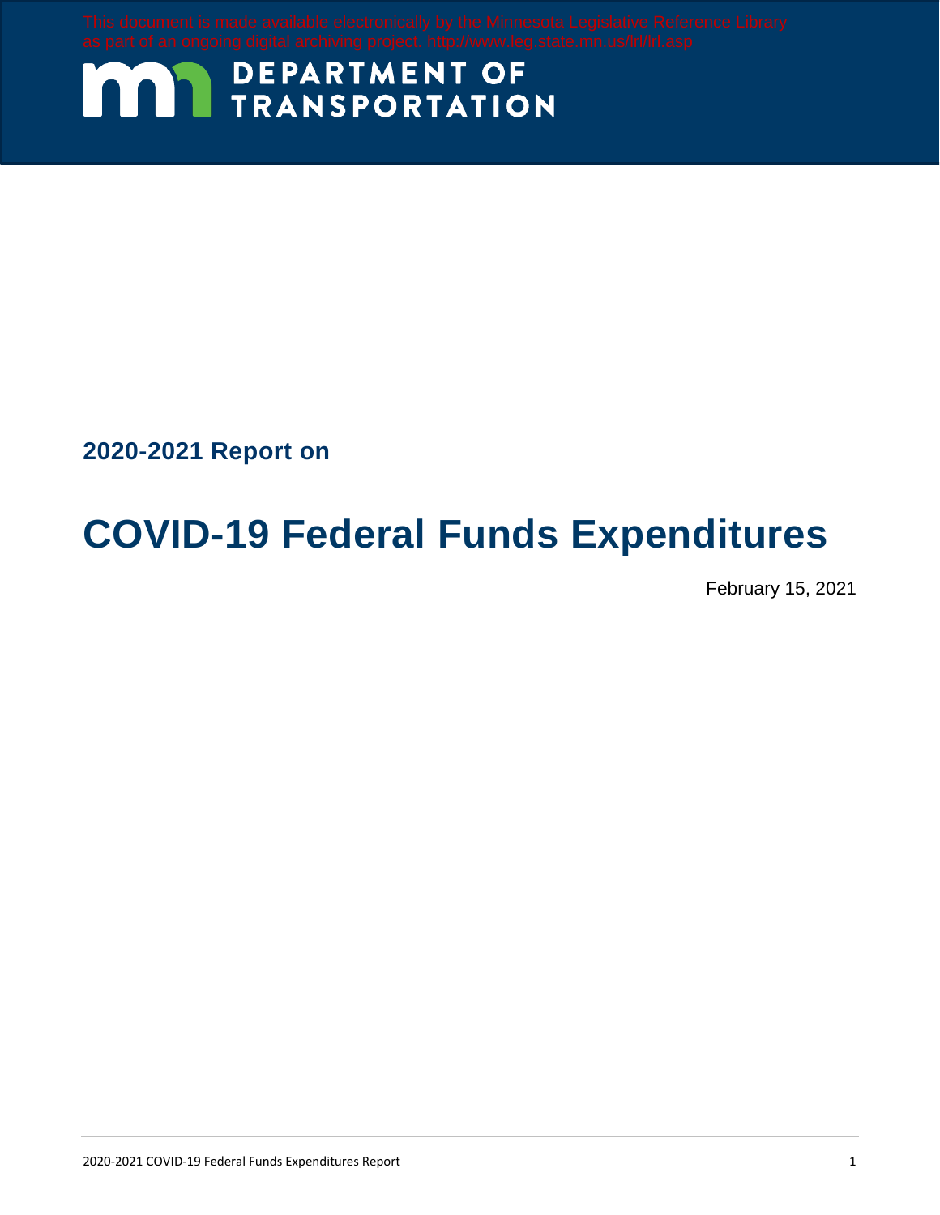This document is made available electronically by the Minnesota Legislative Reference Library as part of an ongoing digital archiving project. http://www.leg.state.mn.us/lrl/lrl.asp

DEPARTMENT OF TRANSPORTATION

**2020-2021 Report on**

# COVID-19 Federal Funds Expenditures

February 15, 2021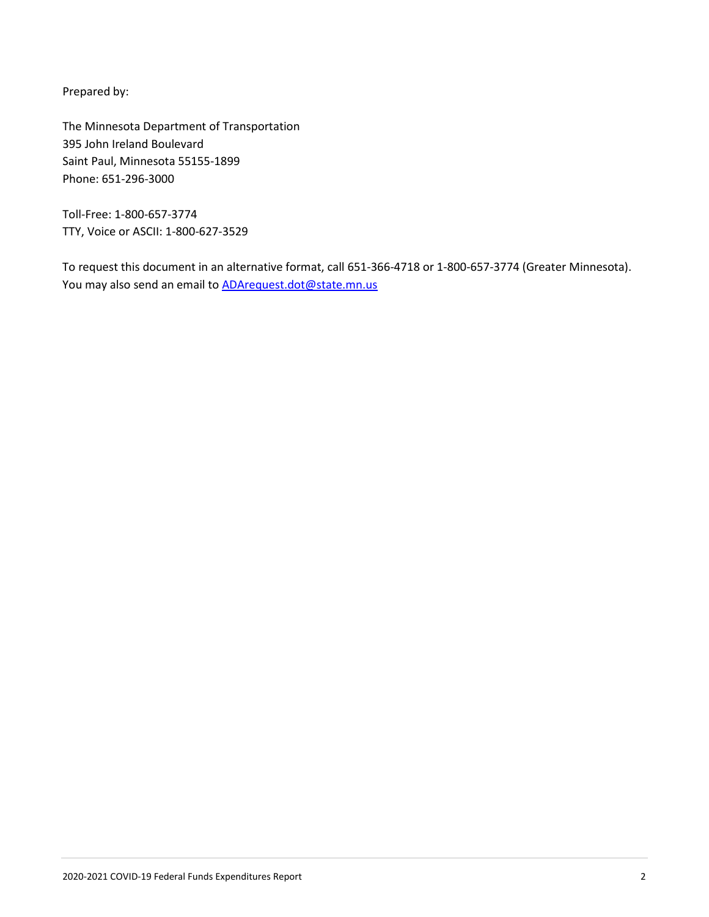Prepared by:

The Minnesota Department of Transportation
395 John Ireland Boulevard
Saint Paul, Minnesota 55155-1899
Phone: 651-296-3000

Toll-Free: 1-800-657-3774
TTY, Voice or ASCII: 1-800-627-3529

To request this document in an alternative format, call 651-366-4718 or 1-800-657-3774 (Greater Minnesota). You may also send an email to [ADArequest.dot@state.mn.us](mailto:ADArequest.dot@state.mn.us)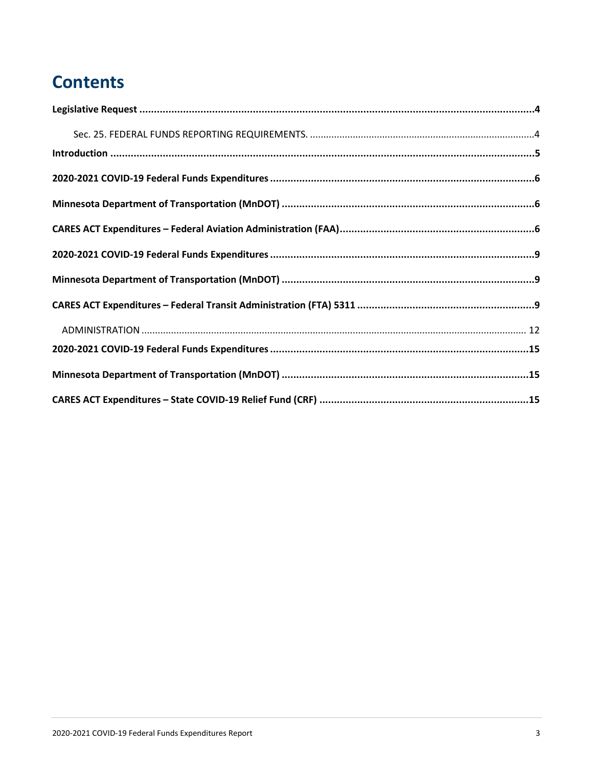# Contents

**Legislative Request** ....................................................................................................................................4

Sec. 25. FEDERAL FUNDS REPORTING REQUIREMENTS. ...................................................................................4

**Introduction** ..............................................................................................................................................5

**2020-2021 COVID-19 Federal Funds Expenditures** ..................................................................................6

**Minnesota Department of Transportation (MnDOT)** ...............................................................................6

**CARES ACT Expenditures – Federal Aviation Administration (FAA)**...................................................................6

**2020-2021 COVID-19 Federal Funds Expenditures** ..................................................................................9

**Minnesota Department of Transportation (MnDOT)** ...............................................................................9

**CARES ACT Expenditures – Federal Transit Administration (FTA) 5311** ..........................................................9

ADMINISTRATION ....................................................................................................................................... 12

**2020-2021 COVID-19 Federal Funds Expenditures** ..................................................................................15

**Minnesota Department of Transportation (MnDOT)** ...............................................................................15

**CARES ACT Expenditures – State COVID-19 Relief Fund (CRF)** ....................................................................15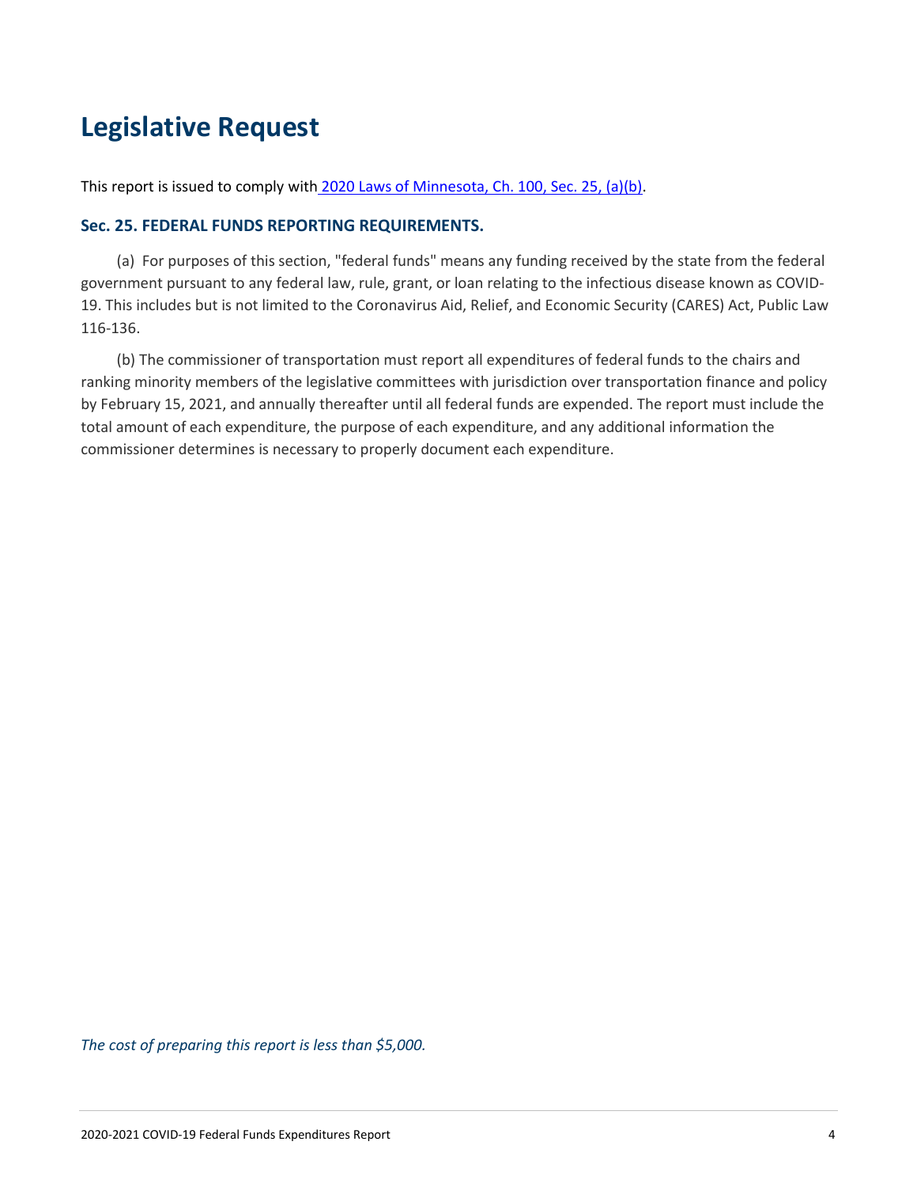# Legislative Request

This report is issued to comply with [2020 Laws of Minnesota, Ch. 100, Sec. 25, (a)(b)](#).

### Sec. 25. FEDERAL FUNDS REPORTING REQUIREMENTS.

(a) For purposes of this section, "federal funds" means any funding received by the state from the federal government pursuant to any federal law, rule, grant, or loan relating to the infectious disease known as COVID-19. This includes but is not limited to the Coronavirus Aid, Relief, and Economic Security (CARES) Act, Public Law 116-136.

(b) The commissioner of transportation must report all expenditures of federal funds to the chairs and ranking minority members of the legislative committees with jurisdiction over transportation finance and policy by February 15, 2021, and annually thereafter until all federal funds are expended. The report must include the total amount of each expenditure, the purpose of each expenditure, and any additional information the commissioner determines is necessary to properly document each expenditure.

*The cost of preparing this report is less than $5,000.*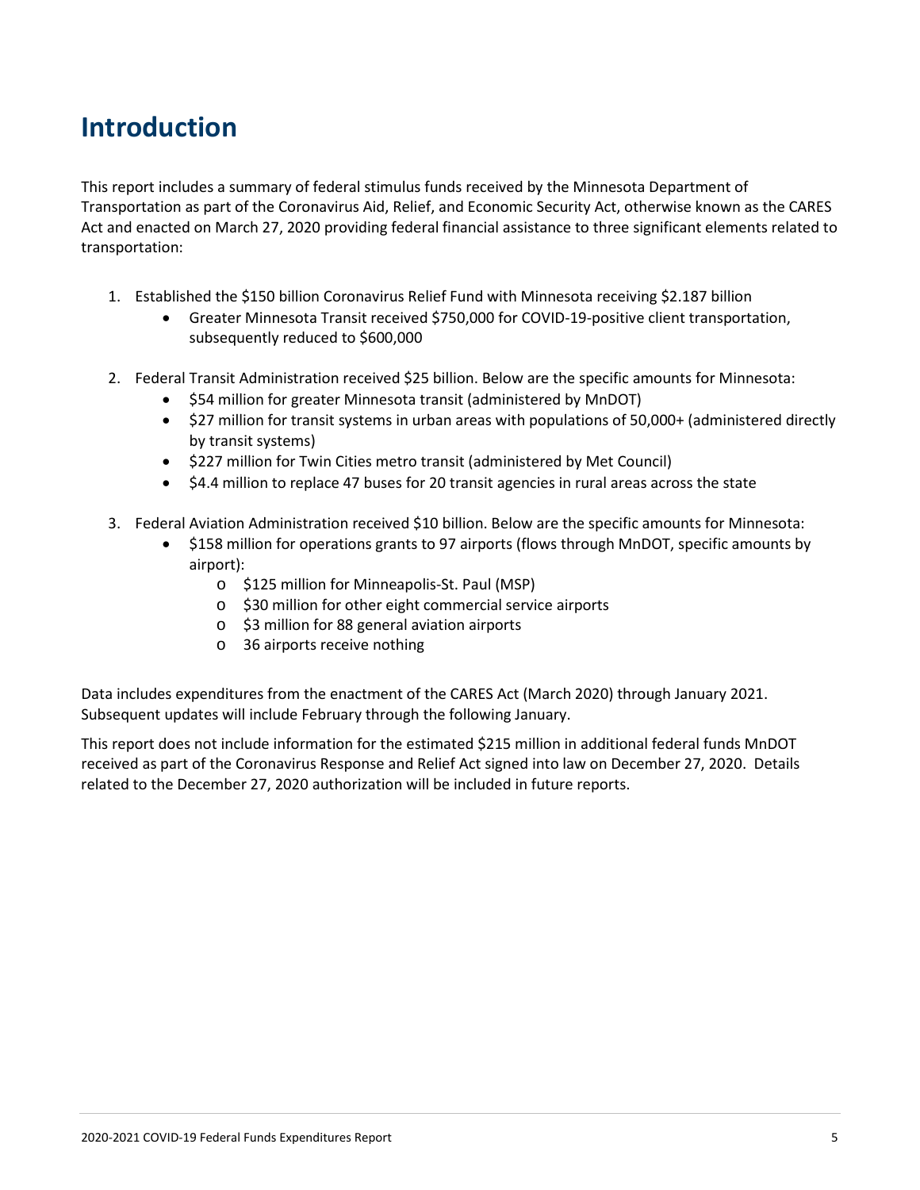# Introduction

This report includes a summary of federal stimulus funds received by the Minnesota Department of Transportation as part of the Coronavirus Aid, Relief, and Economic Security Act, otherwise known as the CARES Act and enacted on March 27, 2020 providing federal financial assistance to three significant elements related to transportation:

1. Established the $150 billion Coronavirus Relief Fund with Minnesota receiving $2.187 billion
   - Greater Minnesota Transit received $750,000 for COVID-19-positive client transportation, subsequently reduced to $600,000
2. Federal Transit Administration received $25 billion. Below are the specific amounts for Minnesota:
   - $54 million for greater Minnesota transit (administered by MnDOT)
   - $27 million for transit systems in urban areas with populations of 50,000+ (administered directly by transit systems)
   - $227 million for Twin Cities metro transit (administered by Met Council)
   - $4.4 million to replace 47 buses for 20 transit agencies in rural areas across the state
3. Federal Aviation Administration received $10 billion. Below are the specific amounts for Minnesota:
   - $158 million for operations grants to 97 airports (flows through MnDOT, specific amounts by airport):
     - $125 million for Minneapolis-St. Paul (MSP)
     - $30 million for other eight commercial service airports
     - $3 million for 88 general aviation airports
     - 36 airports receive nothing

Data includes expenditures from the enactment of the CARES Act (March 2020) through January 2021. Subsequent updates will include February through the following January.

This report does not include information for the estimated $215 million in additional federal funds MnDOT received as part of the Coronavirus Response and Relief Act signed into law on December 27, 2020. Details related to the December 27, 2020 authorization will be included in future reports.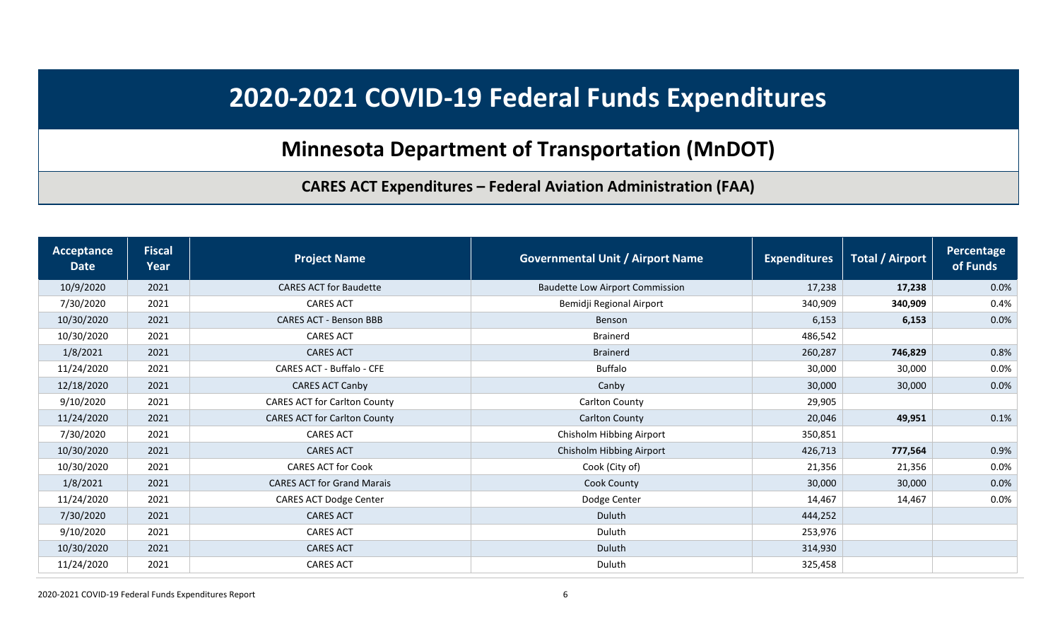# 2020-2021 COVID-19 Federal Funds Expenditures

## Minnesota Department of Transportation (MnDOT)

### CARES ACT Expenditures – Federal Aviation Administration (FAA)

| Acceptance Date | Fiscal Year | Project Name | Governmental Unit / Airport Name | Expenditures | Total / Airport | Percentage of Funds |
|---|---|---|---|---|---|---|
| 10/9/2020 | 2021 | CARES ACT for Baudette | Baudette Low Airport Commission | 17,238 | **17,238** | 0.0% |
| 7/30/2020 | 2021 | CARES ACT | Bemidji Regional Airport | 340,909 | **340,909** | 0.4% |
| 10/30/2020 | 2021 | CARES ACT - Benson BBB | Benson | 6,153 | **6,153** | 0.0% |
| 10/30/2020 | 2021 | CARES ACT | Brainerd | 486,542 | | |
| 1/8/2021 | 2021 | CARES ACT | Brainerd | 260,287 | **746,829** | 0.8% |
| 11/24/2020 | 2021 | CARES ACT - Buffalo - CFE | Buffalo | 30,000 | 30,000 | 0.0% |
| 12/18/2020 | 2021 | CARES ACT Canby | Canby | 30,000 | 30,000 | 0.0% |
| 9/10/2020 | 2021 | CARES ACT for Carlton County | Carlton County | 29,905 | | |
| 11/24/2020 | 2021 | CARES ACT for Carlton County | Carlton County | 20,046 | **49,951** | 0.1% |
| 7/30/2020 | 2021 | CARES ACT | Chisholm Hibbing Airport | 350,851 | | |
| 10/30/2020 | 2021 | CARES ACT | Chisholm Hibbing Airport | 426,713 | **777,564** | 0.9% |
| 10/30/2020 | 2021 | CARES ACT for Cook | Cook (City of) | 21,356 | 21,356 | 0.0% |
| 1/8/2021 | 2021 | CARES ACT for Grand Marais | Cook County | 30,000 | 30,000 | 0.0% |
| 11/24/2020 | 2021 | CARES ACT Dodge Center | Dodge Center | 14,467 | 14,467 | 0.0% |
| 7/30/2020 | 2021 | CARES ACT | Duluth | 444,252 | | |
| 9/10/2020 | 2021 | CARES ACT | Duluth | 253,976 | | |
| 10/30/2020 | 2021 | CARES ACT | Duluth | 314,930 | | |
| 11/24/2020 | 2021 | CARES ACT | Duluth | 325,458 | | |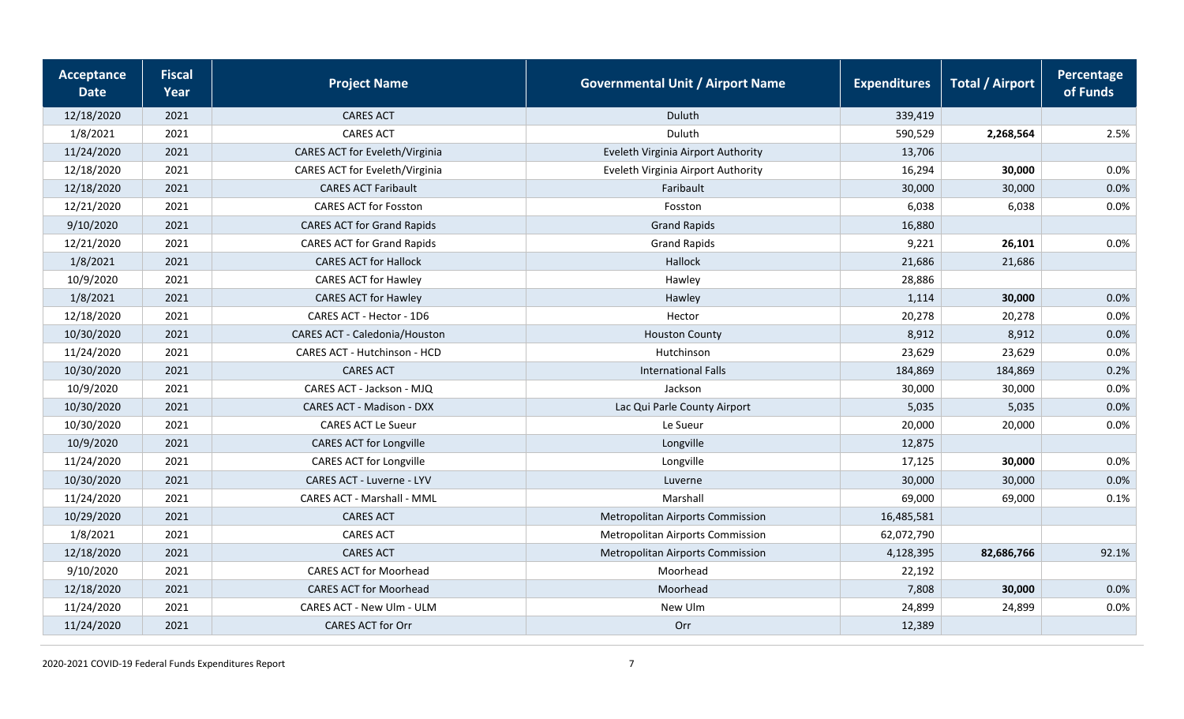| Acceptance Date | Fiscal Year | Project Name | Governmental Unit / Airport Name | Expenditures | Total / Airport | Percentage of Funds |
|---|---|---|---|---|---|---|
| 12/18/2020 | 2021 | CARES ACT | Duluth | 339,419 | | |
| 1/8/2021 | 2021 | CARES ACT | Duluth | 590,529 | **2,268,564** | 2.5% |
| 11/24/2020 | 2021 | CARES ACT for Eveleth/Virginia | Eveleth Virginia Airport Authority | 13,706 | | |
| 12/18/2020 | 2021 | CARES ACT for Eveleth/Virginia | Eveleth Virginia Airport Authority | 16,294 | **30,000** | 0.0% |
| 12/18/2020 | 2021 | CARES ACT Faribault | Faribault | 30,000 | 30,000 | 0.0% |
| 12/21/2020 | 2021 | CARES ACT for Fosston | Fosston | 6,038 | 6,038 | 0.0% |
| 9/10/2020 | 2021 | CARES ACT for Grand Rapids | Grand Rapids | 16,880 | | |
| 12/21/2020 | 2021 | CARES ACT for Grand Rapids | Grand Rapids | 9,221 | **26,101** | 0.0% |
| 1/8/2021 | 2021 | CARES ACT for Hallock | Hallock | 21,686 | 21,686 | |
| 10/9/2020 | 2021 | CARES ACT for Hawley | Hawley | 28,886 | | |
| 1/8/2021 | 2021 | CARES ACT for Hawley | Hawley | 1,114 | **30,000** | 0.0% |
| 12/18/2020 | 2021 | CARES ACT - Hector - 1D6 | Hector | 20,278 | 20,278 | 0.0% |
| 10/30/2020 | 2021 | CARES ACT - Caledonia/Houston | Houston County | 8,912 | 8,912 | 0.0% |
| 11/24/2020 | 2021 | CARES ACT - Hutchinson - HCD | Hutchinson | 23,629 | 23,629 | 0.0% |
| 10/30/2020 | 2021 | CARES ACT | International Falls | 184,869 | 184,869 | 0.2% |
| 10/9/2020 | 2021 | CARES ACT - Jackson - MJQ | Jackson | 30,000 | 30,000 | 0.0% |
| 10/30/2020 | 2021 | CARES ACT - Madison - DXX | Lac Qui Parle County Airport | 5,035 | 5,035 | 0.0% |
| 10/30/2020 | 2021 | CARES ACT Le Sueur | Le Sueur | 20,000 | 20,000 | 0.0% |
| 10/9/2020 | 2021 | CARES ACT for Longville | Longville | 12,875 | | |
| 11/24/2020 | 2021 | CARES ACT for Longville | Longville | 17,125 | **30,000** | 0.0% |
| 10/30/2020 | 2021 | CARES ACT - Luverne - LYV | Luverne | 30,000 | 30,000 | 0.0% |
| 11/24/2020 | 2021 | CARES ACT - Marshall - MML | Marshall | 69,000 | 69,000 | 0.1% |
| 10/29/2020 | 2021 | CARES ACT | Metropolitan Airports Commission | 16,485,581 | | |
| 1/8/2021 | 2021 | CARES ACT | Metropolitan Airports Commission | 62,072,790 | | |
| 12/18/2020 | 2021 | CARES ACT | Metropolitan Airports Commission | 4,128,395 | **82,686,766** | 92.1% |
| 9/10/2020 | 2021 | CARES ACT for Moorhead | Moorhead | 22,192 | | |
| 12/18/2020 | 2021 | CARES ACT for Moorhead | Moorhead | 7,808 | **30,000** | 0.0% |
| 11/24/2020 | 2021 | CARES ACT - New Ulm - ULM | New Ulm | 24,899 | 24,899 | 0.0% |
| 11/24/2020 | 2021 | CARES ACT for Orr | Orr | 12,389 | | |

2020-2021 COVID-19 Federal Funds Expenditures Report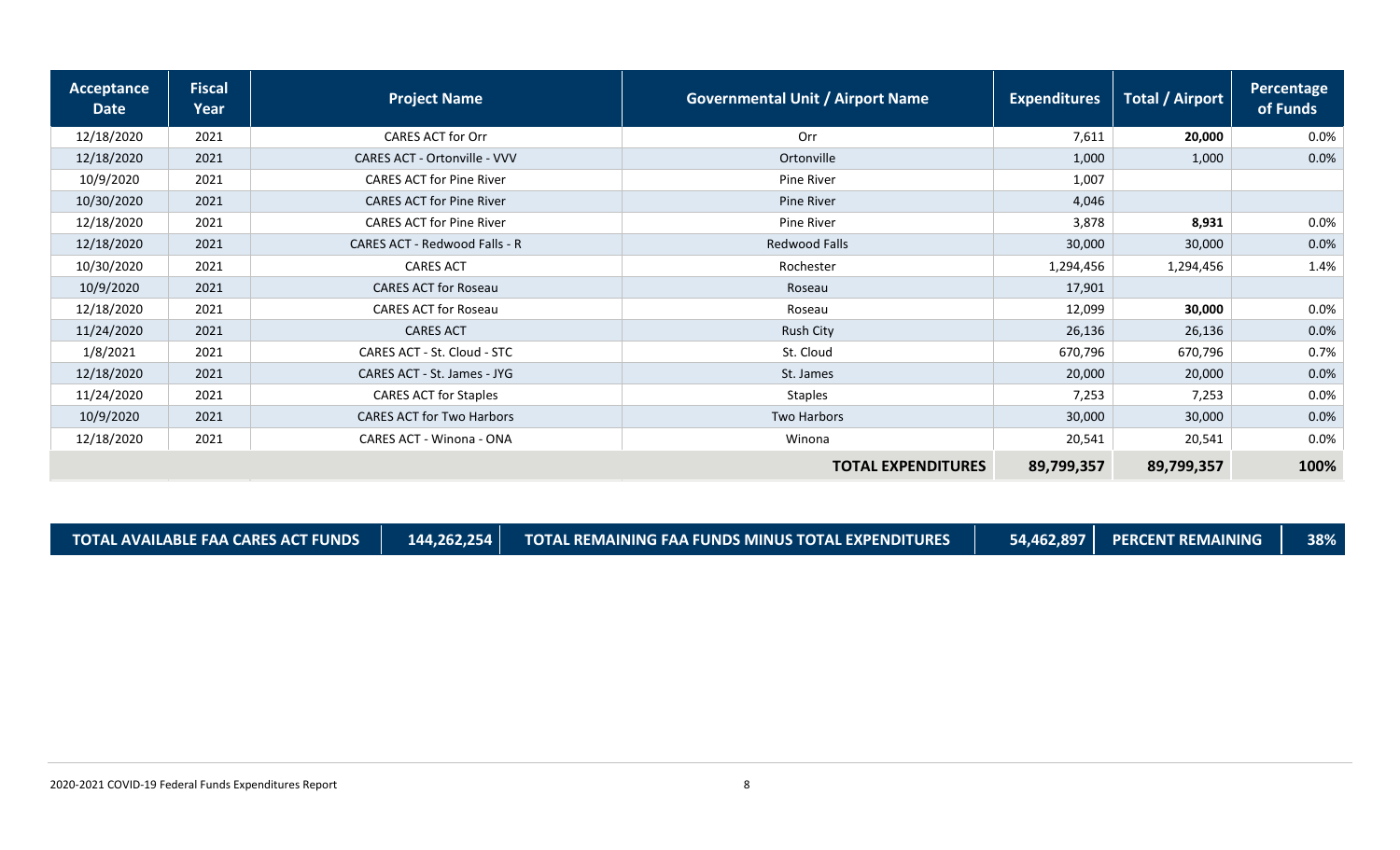| Acceptance Date | Fiscal Year | Project Name | Governmental Unit / Airport Name | Expenditures | Total / Airport | Percentage of Funds |
|---|---|---|---|---|---|---|
| 12/18/2020 | 2021 | CARES ACT for Orr | Orr | 7,611 | **20,000** | 0.0% |
| 12/18/2020 | 2021 | CARES ACT - Ortonville - VVV | Ortonville | 1,000 | 1,000 | 0.0% |
| 10/9/2020 | 2021 | CARES ACT for Pine River | Pine River | 1,007 | | |
| 10/30/2020 | 2021 | CARES ACT for Pine River | Pine River | 4,046 | | |
| 12/18/2020 | 2021 | CARES ACT for Pine River | Pine River | 3,878 | **8,931** | 0.0% |
| 12/18/2020 | 2021 | CARES ACT - Redwood Falls - R | Redwood Falls | 30,000 | 30,000 | 0.0% |
| 10/30/2020 | 2021 | CARES ACT | Rochester | 1,294,456 | 1,294,456 | 1.4% |
| 10/9/2020 | 2021 | CARES ACT for Roseau | Roseau | 17,901 | | |
| 12/18/2020 | 2021 | CARES ACT for Roseau | Roseau | 12,099 | **30,000** | 0.0% |
| 11/24/2020 | 2021 | CARES ACT | Rush City | 26,136 | 26,136 | 0.0% |
| 1/8/2021 | 2021 | CARES ACT - St. Cloud - STC | St. Cloud | 670,796 | 670,796 | 0.7% |
| 12/18/2020 | 2021 | CARES ACT - St. James - JYG | St. James | 20,000 | 20,000 | 0.0% |
| 11/24/2020 | 2021 | CARES ACT for Staples | Staples | 7,253 | 7,253 | 0.0% |
| 10/9/2020 | 2021 | CARES ACT for Two Harbors | Two Harbors | 30,000 | 30,000 | 0.0% |
| 12/18/2020 | 2021 | CARES ACT - Winona - ONA | Winona | 20,541 | 20,541 | 0.0% |
| | | | **TOTAL EXPENDITURES** | **89,799,357** | **89,799,357** | **100%** |

| TOTAL AVAILABLE FAA CARES ACT FUNDS | 144,262,254 | TOTAL REMAINING FAA FUNDS MINUS TOTAL EXPENDITURES | 54,462,897 | PERCENT REMAINING | 38% |
|---|---|---|---|---|---|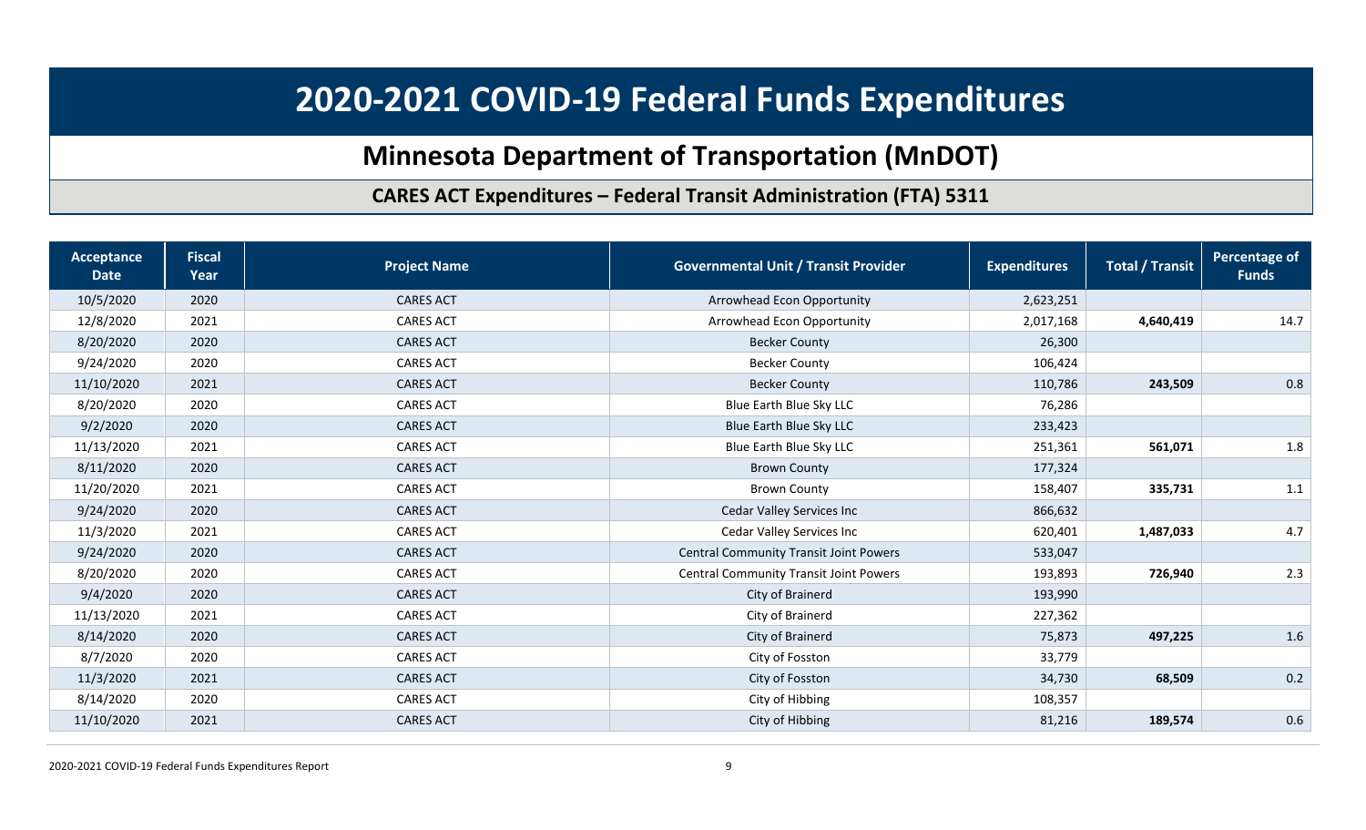# 2020-2021 COVID-19 Federal Funds Expenditures

## Minnesota Department of Transportation (MnDOT)

### CARES ACT Expenditures – Federal Transit Administration (FTA) 5311

| Acceptance Date | Fiscal Year | Project Name | Governmental Unit / Transit Provider | Expenditures | Total / Transit | Percentage of Funds |
|---|---|---|---|---|---|---|
| 10/5/2020 | 2020 | CARES ACT | Arrowhead Econ Opportunity | 2,623,251 | | |
| 12/8/2020 | 2021 | CARES ACT | Arrowhead Econ Opportunity | 2,017,168 | **4,640,419** | 14.7 |
| 8/20/2020 | 2020 | CARES ACT | Becker County | 26,300 | | |
| 9/24/2020 | 2020 | CARES ACT | Becker County | 106,424 | | |
| 11/10/2020 | 2021 | CARES ACT | Becker County | 110,786 | **243,509** | 0.8 |
| 8/20/2020 | 2020 | CARES ACT | Blue Earth Blue Sky LLC | 76,286 | | |
| 9/2/2020 | 2020 | CARES ACT | Blue Earth Blue Sky LLC | 233,423 | | |
| 11/13/2020 | 2021 | CARES ACT | Blue Earth Blue Sky LLC | 251,361 | **561,071** | 1.8 |
| 8/11/2020 | 2020 | CARES ACT | Brown County | 177,324 | | |
| 11/20/2020 | 2021 | CARES ACT | Brown County | 158,407 | **335,731** | 1.1 |
| 9/24/2020 | 2020 | CARES ACT | Cedar Valley Services Inc | 866,632 | | |
| 11/3/2020 | 2021 | CARES ACT | Cedar Valley Services Inc | 620,401 | **1,487,033** | 4.7 |
| 9/24/2020 | 2020 | CARES ACT | Central Community Transit Joint Powers | 533,047 | | |
| 8/20/2020 | 2020 | CARES ACT | Central Community Transit Joint Powers | 193,893 | **726,940** | 2.3 |
| 9/4/2020 | 2020 | CARES ACT | City of Brainerd | 193,990 | | |
| 11/13/2020 | 2021 | CARES ACT | City of Brainerd | 227,362 | | |
| 8/14/2020 | 2020 | CARES ACT | City of Brainerd | 75,873 | **497,225** | 1.6 |
| 8/7/2020 | 2020 | CARES ACT | City of Fosston | 33,779 | | |
| 11/3/2020 | 2021 | CARES ACT | City of Fosston | 34,730 | **68,509** | 0.2 |
| 8/14/2020 | 2020 | CARES ACT | City of Hibbing | 108,357 | | |
| 11/10/2020 | 2021 | CARES ACT | City of Hibbing | 81,216 | **189,574** | 0.6 |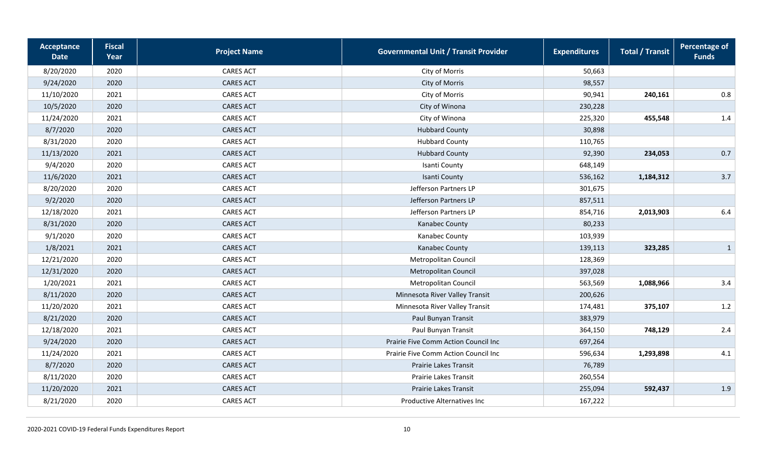| Acceptance Date | Fiscal Year | Project Name | Governmental Unit / Transit Provider | Expenditures | Total / Transit | Percentage of Funds |
|---|---|---|---|---|---|---|
| 8/20/2020 | 2020 | CARES ACT | City of Morris | 50,663 | | |
| 9/24/2020 | 2020 | CARES ACT | City of Morris | 98,557 | | |
| 11/10/2020 | 2021 | CARES ACT | City of Morris | 90,941 | **240,161** | 0.8 |
| 10/5/2020 | 2020 | CARES ACT | City of Winona | 230,228 | | |
| 11/24/2020 | 2021 | CARES ACT | City of Winona | 225,320 | **455,548** | 1.4 |
| 8/7/2020 | 2020 | CARES ACT | Hubbard County | 30,898 | | |
| 8/31/2020 | 2020 | CARES ACT | Hubbard County | 110,765 | | |
| 11/13/2020 | 2021 | CARES ACT | Hubbard County | 92,390 | **234,053** | 0.7 |
| 9/4/2020 | 2020 | CARES ACT | Isanti County | 648,149 | | |
| 11/6/2020 | 2021 | CARES ACT | Isanti County | 536,162 | **1,184,312** | 3.7 |
| 8/20/2020 | 2020 | CARES ACT | Jefferson Partners LP | 301,675 | | |
| 9/2/2020 | 2020 | CARES ACT | Jefferson Partners LP | 857,511 | | |
| 12/18/2020 | 2021 | CARES ACT | Jefferson Partners LP | 854,716 | **2,013,903** | 6.4 |
| 8/31/2020 | 2020 | CARES ACT | Kanabec County | 80,233 | | |
| 9/1/2020 | 2020 | CARES ACT | Kanabec County | 103,939 | | |
| 1/8/2021 | 2021 | CARES ACT | Kanabec County | 139,113 | **323,285** | 1 |
| 12/21/2020 | 2020 | CARES ACT | Metropolitan Council | 128,369 | | |
| 12/31/2020 | 2020 | CARES ACT | Metropolitan Council | 397,028 | | |
| 1/20/2021 | 2021 | CARES ACT | Metropolitan Council | 563,569 | **1,088,966** | 3.4 |
| 8/11/2020 | 2020 | CARES ACT | Minnesota River Valley Transit | 200,626 | | |
| 11/20/2020 | 2021 | CARES ACT | Minnesota River Valley Transit | 174,481 | **375,107** | 1.2 |
| 8/21/2020 | 2020 | CARES ACT | Paul Bunyan Transit | 383,979 | | |
| 12/18/2020 | 2021 | CARES ACT | Paul Bunyan Transit | 364,150 | **748,129** | 2.4 |
| 9/24/2020 | 2020 | CARES ACT | Prairie Five Comm Action Council Inc | 697,264 | | |
| 11/24/2020 | 2021 | CARES ACT | Prairie Five Comm Action Council Inc | 596,634 | **1,293,898** | 4.1 |
| 8/7/2020 | 2020 | CARES ACT | Prairie Lakes Transit | 76,789 | | |
| 8/11/2020 | 2020 | CARES ACT | Prairie Lakes Transit | 260,554 | | |
| 11/20/2020 | 2021 | CARES ACT | Prairie Lakes Transit | 255,094 | **592,437** | 1.9 |
| 8/21/2020 | 2020 | CARES ACT | Productive Alternatives Inc | 167,222 | | |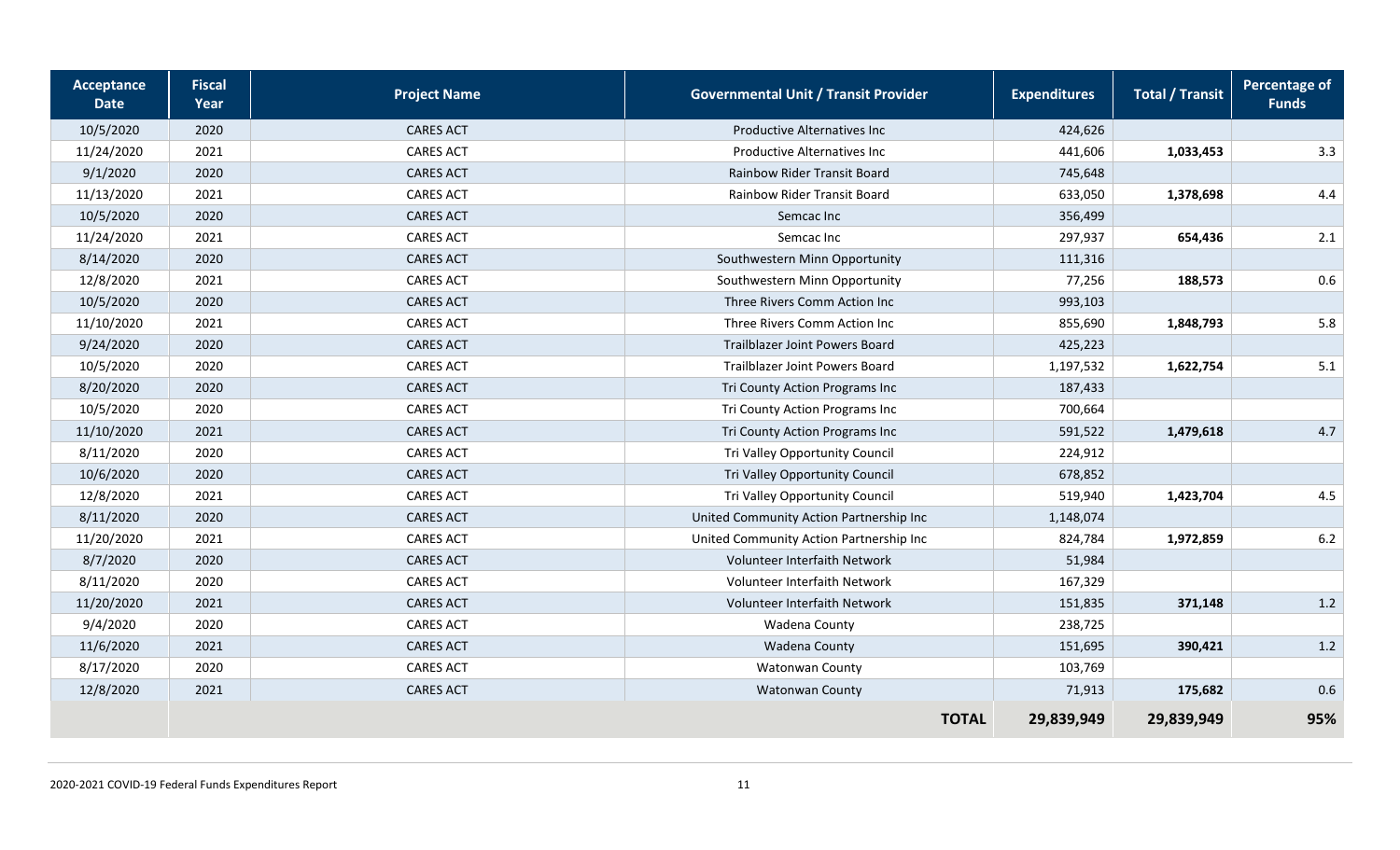| Acceptance Date | Fiscal Year | Project Name | Governmental Unit / Transit Provider | Expenditures | Total / Transit | Percentage of Funds |
|---|---|---|---|---|---|---|
| 10/5/2020 | 2020 | CARES ACT | Productive Alternatives Inc | 424,626 | | |
| 11/24/2020 | 2021 | CARES ACT | Productive Alternatives Inc | 441,606 | **1,033,453** | 3.3 |
| 9/1/2020 | 2020 | CARES ACT | Rainbow Rider Transit Board | 745,648 | | |
| 11/13/2020 | 2021 | CARES ACT | Rainbow Rider Transit Board | 633,050 | **1,378,698** | 4.4 |
| 10/5/2020 | 2020 | CARES ACT | Semcac Inc | 356,499 | | |
| 11/24/2020 | 2021 | CARES ACT | Semcac Inc | 297,937 | **654,436** | 2.1 |
| 8/14/2020 | 2020 | CARES ACT | Southwestern Minn Opportunity | 111,316 | | |
| 12/8/2020 | 2021 | CARES ACT | Southwestern Minn Opportunity | 77,256 | **188,573** | 0.6 |
| 10/5/2020 | 2020 | CARES ACT | Three Rivers Comm Action Inc | 993,103 | | |
| 11/10/2020 | 2021 | CARES ACT | Three Rivers Comm Action Inc | 855,690 | **1,848,793** | 5.8 |
| 9/24/2020 | 2020 | CARES ACT | Trailblazer Joint Powers Board | 425,223 | | |
| 10/5/2020 | 2020 | CARES ACT | Trailblazer Joint Powers Board | 1,197,532 | **1,622,754** | 5.1 |
| 8/20/2020 | 2020 | CARES ACT | Tri County Action Programs Inc | 187,433 | | |
| 10/5/2020 | 2020 | CARES ACT | Tri County Action Programs Inc | 700,664 | | |
| 11/10/2020 | 2021 | CARES ACT | Tri County Action Programs Inc | 591,522 | **1,479,618** | 4.7 |
| 8/11/2020 | 2020 | CARES ACT | Tri Valley Opportunity Council | 224,912 | | |
| 10/6/2020 | 2020 | CARES ACT | Tri Valley Opportunity Council | 678,852 | | |
| 12/8/2020 | 2021 | CARES ACT | Tri Valley Opportunity Council | 519,940 | **1,423,704** | 4.5 |
| 8/11/2020 | 2020 | CARES ACT | United Community Action Partnership Inc | 1,148,074 | | |
| 11/20/2020 | 2021 | CARES ACT | United Community Action Partnership Inc | 824,784 | **1,972,859** | 6.2 |
| 8/7/2020 | 2020 | CARES ACT | Volunteer Interfaith Network | 51,984 | | |
| 8/11/2020 | 2020 | CARES ACT | Volunteer Interfaith Network | 167,329 | | |
| 11/20/2020 | 2021 | CARES ACT | Volunteer Interfaith Network | 151,835 | **371,148** | 1.2 |
| 9/4/2020 | 2020 | CARES ACT | Wadena County | 238,725 | | |
| 11/6/2020 | 2021 | CARES ACT | Wadena County | 151,695 | **390,421** | 1.2 |
| 8/17/2020 | 2020 | CARES ACT | Watonwan County | 103,769 | | |
| 12/8/2020 | 2021 | CARES ACT | Watonwan County | 71,913 | **175,682** | 0.6 |
| | | | **TOTAL** | **29,839,949** | **29,839,949** | **95%** |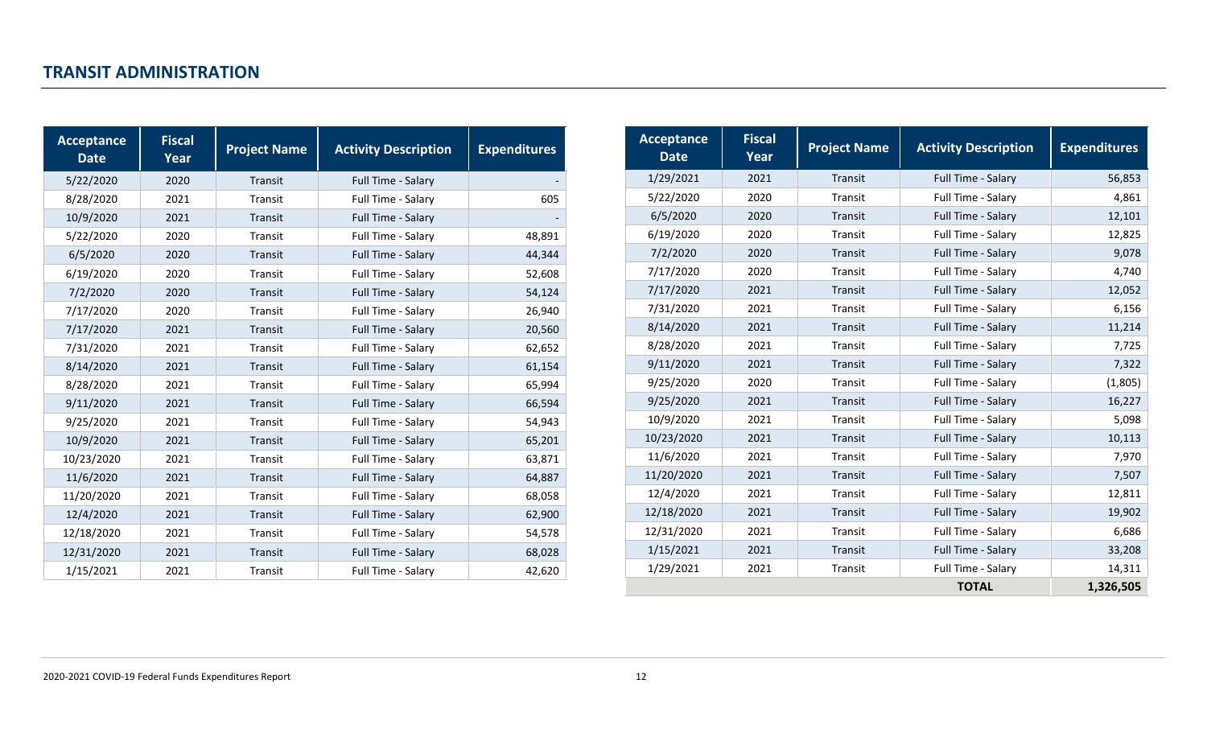## TRANSIT ADMINISTRATION

| Acceptance Date | Fiscal Year | Project Name | Activity Description | Expenditures |
|---|---|---|---|---|
| 5/22/2020 | 2020 | Transit | Full Time - Salary | - |
| 8/28/2020 | 2021 | Transit | Full Time - Salary | 605 |
| 10/9/2020 | 2021 | Transit | Full Time - Salary | - |
| 5/22/2020 | 2020 | Transit | Full Time - Salary | 48,891 |
| 6/5/2020 | 2020 | Transit | Full Time - Salary | 44,344 |
| 6/19/2020 | 2020 | Transit | Full Time - Salary | 52,608 |
| 7/2/2020 | 2020 | Transit | Full Time - Salary | 54,124 |
| 7/17/2020 | 2020 | Transit | Full Time - Salary | 26,940 |
| 7/17/2020 | 2021 | Transit | Full Time - Salary | 20,560 |
| 7/31/2020 | 2021 | Transit | Full Time - Salary | 62,652 |
| 8/14/2020 | 2021 | Transit | Full Time - Salary | 61,154 |
| 8/28/2020 | 2021 | Transit | Full Time - Salary | 65,994 |
| 9/11/2020 | 2021 | Transit | Full Time - Salary | 66,594 |
| 9/25/2020 | 2021 | Transit | Full Time - Salary | 54,943 |
| 10/9/2020 | 2021 | Transit | Full Time - Salary | 65,201 |
| 10/23/2020 | 2021 | Transit | Full Time - Salary | 63,871 |
| 11/6/2020 | 2021 | Transit | Full Time - Salary | 64,887 |
| 11/20/2020 | 2021 | Transit | Full Time - Salary | 68,058 |
| 12/4/2020 | 2021 | Transit | Full Time - Salary | 62,900 |
| 12/18/2020 | 2021 | Transit | Full Time - Salary | 54,578 |
| 12/31/2020 | 2021 | Transit | Full Time - Salary | 68,028 |
| 1/15/2021 | 2021 | Transit | Full Time - Salary | 42,620 |
| 1/29/2021 | 2021 | Transit | Full Time - Salary | 56,853 |
| 5/22/2020 | 2020 | Transit | Full Time - Salary | 4,861 |
| 6/5/2020 | 2020 | Transit | Full Time - Salary | 12,101 |
| 6/19/2020 | 2020 | Transit | Full Time - Salary | 12,825 |
| 7/2/2020 | 2020 | Transit | Full Time - Salary | 9,078 |
| 7/17/2020 | 2020 | Transit | Full Time - Salary | 4,740 |
| 7/17/2020 | 2021 | Transit | Full Time - Salary | 12,052 |
| 7/31/2020 | 2021 | Transit | Full Time - Salary | 6,156 |
| 8/14/2020 | 2021 | Transit | Full Time - Salary | 11,214 |
| 8/28/2020 | 2021 | Transit | Full Time - Salary | 7,725 |
| 9/11/2020 | 2021 | Transit | Full Time - Salary | 7,322 |
| 9/25/2020 | 2020 | Transit | Full Time - Salary | (1,805) |
| 9/25/2020 | 2021 | Transit | Full Time - Salary | 16,227 |
| 10/9/2020 | 2021 | Transit | Full Time - Salary | 5,098 |
| 10/23/2020 | 2021 | Transit | Full Time - Salary | 10,113 |
| 11/6/2020 | 2021 | Transit | Full Time - Salary | 7,970 |
| 11/20/2020 | 2021 | Transit | Full Time - Salary | 7,507 |
| 12/4/2020 | 2021 | Transit | Full Time - Salary | 12,811 |
| 12/18/2020 | 2021 | Transit | Full Time - Salary | 19,902 |
| 12/31/2020 | 2021 | Transit | Full Time - Salary | 6,686 |
| 1/15/2021 | 2021 | Transit | Full Time - Salary | 33,208 |
| 1/29/2021 | 2021 | Transit | Full Time - Salary | 14,311 |
| | | | **TOTAL** | **1,326,505** |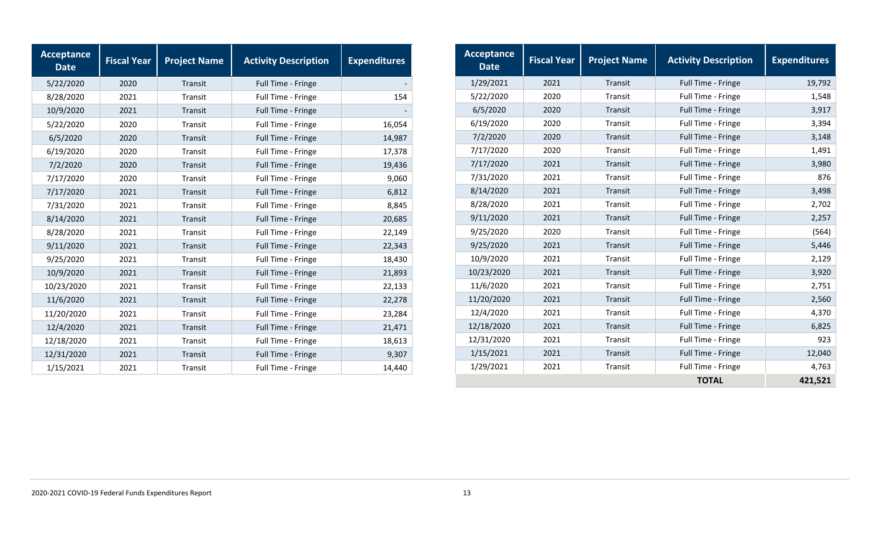| Acceptance Date | Fiscal Year | Project Name | Activity Description | Expenditures |
|---|---|---|---|---|
| 5/22/2020 | 2020 | Transit | Full Time - Fringe | - |
| 8/28/2020 | 2021 | Transit | Full Time - Fringe | 154 |
| 10/9/2020 | 2021 | Transit | Full Time - Fringe | - |
| 5/22/2020 | 2020 | Transit | Full Time - Fringe | 16,054 |
| 6/5/2020 | 2020 | Transit | Full Time - Fringe | 14,987 |
| 6/19/2020 | 2020 | Transit | Full Time - Fringe | 17,378 |
| 7/2/2020 | 2020 | Transit | Full Time - Fringe | 19,436 |
| 7/17/2020 | 2020 | Transit | Full Time - Fringe | 9,060 |
| 7/17/2020 | 2021 | Transit | Full Time - Fringe | 6,812 |
| 7/31/2020 | 2021 | Transit | Full Time - Fringe | 8,845 |
| 8/14/2020 | 2021 | Transit | Full Time - Fringe | 20,685 |
| 8/28/2020 | 2021 | Transit | Full Time - Fringe | 22,149 |
| 9/11/2020 | 2021 | Transit | Full Time - Fringe | 22,343 |
| 9/25/2020 | 2021 | Transit | Full Time - Fringe | 18,430 |
| 10/9/2020 | 2021 | Transit | Full Time - Fringe | 21,893 |
| 10/23/2020 | 2021 | Transit | Full Time - Fringe | 22,133 |
| 11/6/2020 | 2021 | Transit | Full Time - Fringe | 22,278 |
| 11/20/2020 | 2021 | Transit | Full Time - Fringe | 23,284 |
| 12/4/2020 | 2021 | Transit | Full Time - Fringe | 21,471 |
| 12/18/2020 | 2021 | Transit | Full Time - Fringe | 18,613 |
| 12/31/2020 | 2021 | Transit | Full Time - Fringe | 9,307 |
| 1/15/2021 | 2021 | Transit | Full Time - Fringe | 14,440 |
| 1/29/2021 | 2021 | Transit | Full Time - Fringe | 19,792 |
| 5/22/2020 | 2020 | Transit | Full Time - Fringe | 1,548 |
| 6/5/2020 | 2020 | Transit | Full Time - Fringe | 3,917 |
| 6/19/2020 | 2020 | Transit | Full Time - Fringe | 3,394 |
| 7/2/2020 | 2020 | Transit | Full Time - Fringe | 3,148 |
| 7/17/2020 | 2020 | Transit | Full Time - Fringe | 1,491 |
| 7/17/2020 | 2021 | Transit | Full Time - Fringe | 3,980 |
| 7/31/2020 | 2021 | Transit | Full Time - Fringe | 876 |
| 8/14/2020 | 2021 | Transit | Full Time - Fringe | 3,498 |
| 8/28/2020 | 2021 | Transit | Full Time - Fringe | 2,702 |
| 9/11/2020 | 2021 | Transit | Full Time - Fringe | 2,257 |
| 9/25/2020 | 2020 | Transit | Full Time - Fringe | (564) |
| 9/25/2020 | 2021 | Transit | Full Time - Fringe | 5,446 |
| 10/9/2020 | 2021 | Transit | Full Time - Fringe | 2,129 |
| 10/23/2020 | 2021 | Transit | Full Time - Fringe | 3,920 |
| 11/6/2020 | 2021 | Transit | Full Time - Fringe | 2,751 |
| 11/20/2020 | 2021 | Transit | Full Time - Fringe | 2,560 |
| 12/4/2020 | 2021 | Transit | Full Time - Fringe | 4,370 |
| 12/18/2020 | 2021 | Transit | Full Time - Fringe | 6,825 |
| 12/31/2020 | 2021 | Transit | Full Time - Fringe | 923 |
| 1/15/2021 | 2021 | Transit | Full Time - Fringe | 12,040 |
| 1/29/2021 | 2021 | Transit | Full Time - Fringe | 4,763 |
| | | | **TOTAL** | **421,521** |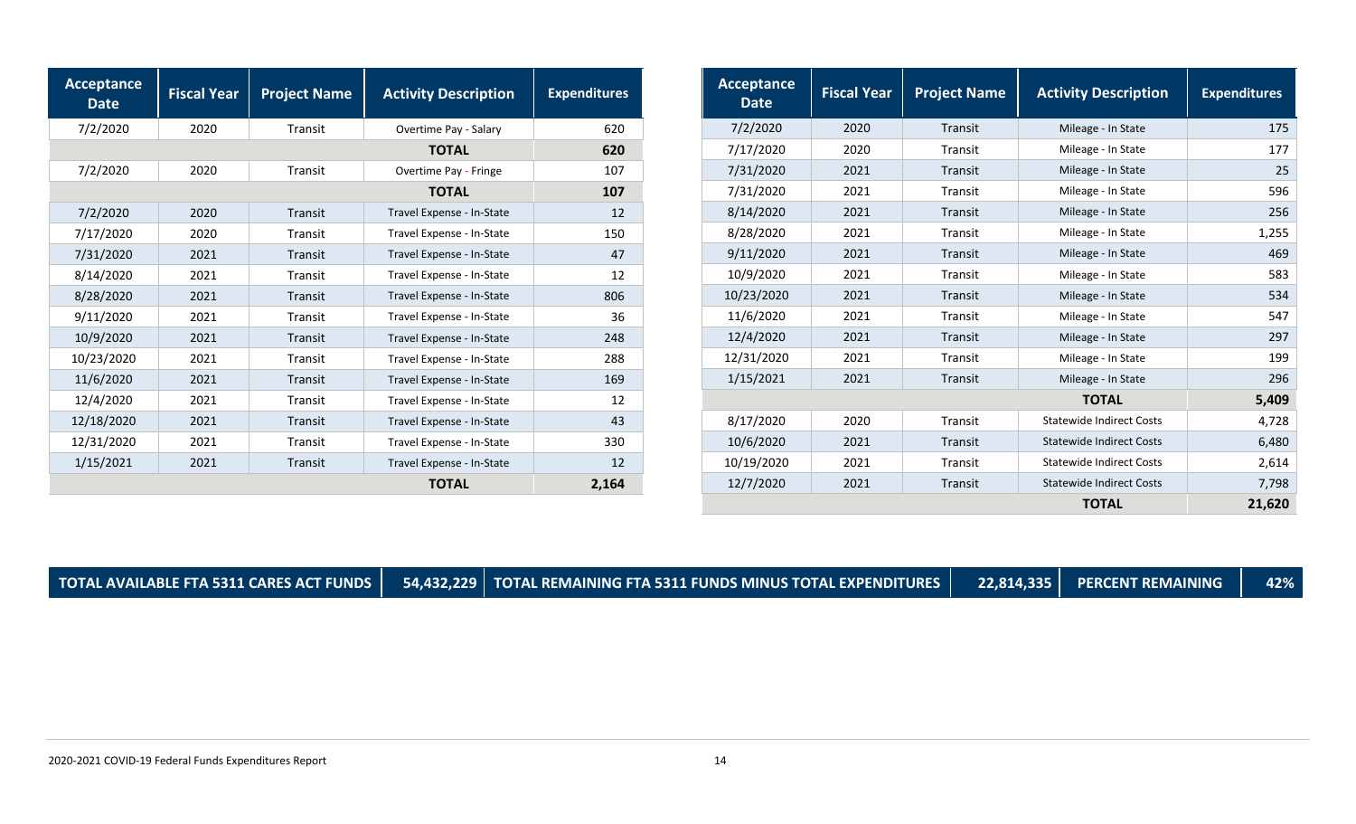| Acceptance Date | Fiscal Year | Project Name | Activity Description | Expenditures |
|---|---|---|---|---|
| 7/2/2020 | 2020 | Transit | Overtime Pay - Salary | 620 |
| | | | **TOTAL** | **620** |
| 7/2/2020 | 2020 | Transit | Overtime Pay - Fringe | 107 |
| | | | **TOTAL** | **107** |
| 7/2/2020 | 2020 | Transit | Travel Expense - In-State | 12 |
| 7/17/2020 | 2020 | Transit | Travel Expense - In-State | 150 |
| 7/31/2020 | 2021 | Transit | Travel Expense - In-State | 47 |
| 8/14/2020 | 2021 | Transit | Travel Expense - In-State | 12 |
| 8/28/2020 | 2021 | Transit | Travel Expense - In-State | 806 |
| 9/11/2020 | 2021 | Transit | Travel Expense - In-State | 36 |
| 10/9/2020 | 2021 | Transit | Travel Expense - In-State | 248 |
| 10/23/2020 | 2021 | Transit | Travel Expense - In-State | 288 |
| 11/6/2020 | 2021 | Transit | Travel Expense - In-State | 169 |
| 12/4/2020 | 2021 | Transit | Travel Expense - In-State | 12 |
| 12/18/2020 | 2021 | Transit | Travel Expense - In-State | 43 |
| 12/31/2020 | 2021 | Transit | Travel Expense - In-State | 330 |
| 1/15/2021 | 2021 | Transit | Travel Expense - In-State | 12 |
| | | | **TOTAL** | **2,164** |

| Acceptance Date | Fiscal Year | Project Name | Activity Description | Expenditures |
|---|---|---|---|---|
| 7/2/2020 | 2020 | Transit | Mileage - In State | 175 |
| 7/17/2020 | 2020 | Transit | Mileage - In State | 177 |
| 7/31/2020 | 2021 | Transit | Mileage - In State | 25 |
| 7/31/2020 | 2021 | Transit | Mileage - In State | 596 |
| 8/14/2020 | 2021 | Transit | Mileage - In State | 256 |
| 8/28/2020 | 2021 | Transit | Mileage - In State | 1,255 |
| 9/11/2020 | 2021 | Transit | Mileage - In State | 469 |
| 10/9/2020 | 2021 | Transit | Mileage - In State | 583 |
| 10/23/2020 | 2021 | Transit | Mileage - In State | 534 |
| 11/6/2020 | 2021 | Transit | Mileage - In State | 547 |
| 12/4/2020 | 2021 | Transit | Mileage - In State | 297 |
| 12/31/2020 | 2021 | Transit | Mileage - In State | 199 |
| 1/15/2021 | 2021 | Transit | Mileage - In State | 296 |
| | | | **TOTAL** | **5,409** |
| 8/17/2020 | 2020 | Transit | Statewide Indirect Costs | 4,728 |
| 10/6/2020 | 2021 | Transit | Statewide Indirect Costs | 6,480 |
| 10/19/2020 | 2021 | Transit | Statewide Indirect Costs | 2,614 |
| 12/7/2020 | 2021 | Transit | Statewide Indirect Costs | 7,798 |
| | | | **TOTAL** | **21,620** |

| TOTAL AVAILABLE FTA 5311 CARES ACT FUNDS | 54,432,229 | TOTAL REMAINING FTA 5311 FUNDS MINUS TOTAL EXPENDITURES | 22,814,335 | PERCENT REMAINING | 42% |
|---|---|---|---|---|---|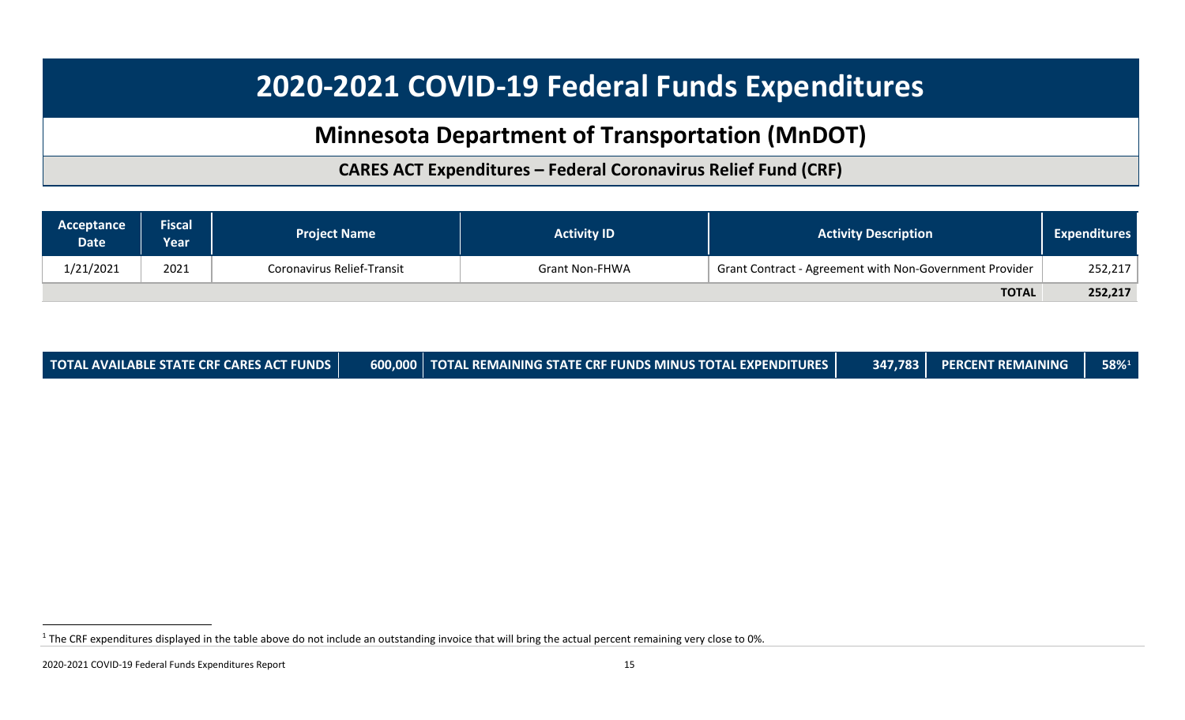# 2020-2021 COVID-19 Federal Funds Expenditures

## Minnesota Department of Transportation (MnDOT)

### CARES ACT Expenditures – Federal Coronavirus Relief Fund (CRF)

| Acceptance Date | Fiscal Year | Project Name | Activity ID | Activity Description | Expenditures |
|---|---|---|---|---|---|
| 1/21/2021 | 2021 | Coronavirus Relief-Transit | Grant Non-FHWA | Grant Contract - Agreement with Non-Government Provider | 252,217 |
| | | | | **TOTAL** | **252,217** |

| | | | | | |
|---|---|---|---|---|---|
| **TOTAL AVAILABLE STATE CRF CARES ACT FUNDS** | 600,000 | **TOTAL REMAINING STATE CRF FUNDS MINUS TOTAL EXPENDITURES** | 347,783 | **PERCENT REMAINING** | 58%[1] |

[1] The CRF expenditures displayed in the table above do not include an outstanding invoice that will bring the actual percent remaining very close to 0%.